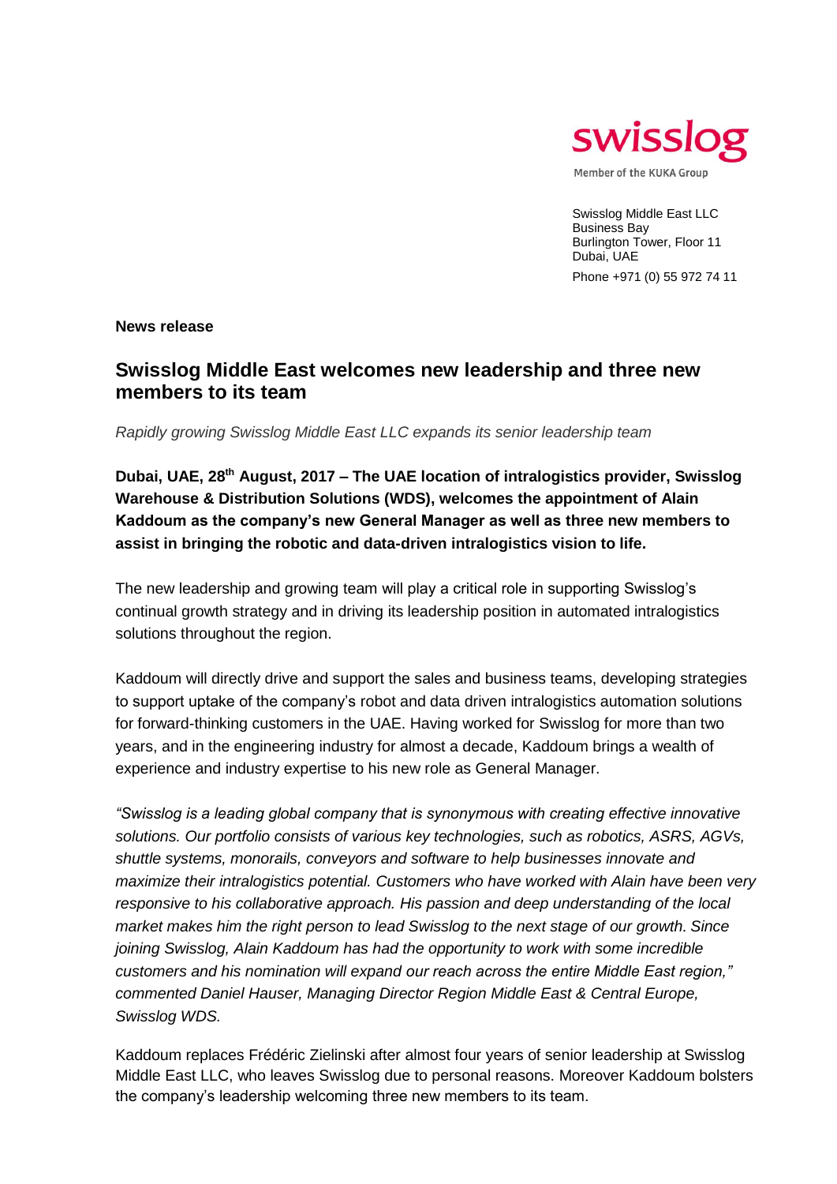swisslog

Member of the KUKA Group

Swisslog Middle East LLC
Business Bay
Burlington Tower, Floor 11
Dubai, UAE

Phone +971 (0) 55 972 74 11

**News release**

## Swisslog Middle East welcomes new leadership and three new members to its team

*Rapidly growing Swisslog Middle East LLC expands its senior leadership team*

**Dubai, UAE, 28th August, 2017 – The UAE location of intralogistics provider, Swisslog Warehouse & Distribution Solutions (WDS), welcomes the appointment of Alain Kaddoum as the company's new General Manager as well as three new members to assist in bringing the robotic and data-driven intralogistics vision to life.**

The new leadership and growing team will play a critical role in supporting Swisslog's continual growth strategy and in driving its leadership position in automated intralogistics solutions throughout the region.

Kaddoum will directly drive and support the sales and business teams, developing strategies to support uptake of the company's robot and data driven intralogistics automation solutions for forward-thinking customers in the UAE. Having worked for Swisslog for more than two years, and in the engineering industry for almost a decade, Kaddoum brings a wealth of experience and industry expertise to his new role as General Manager.

*"Swisslog is a leading global company that is synonymous with creating effective innovative solutions. Our portfolio consists of various key technologies, such as robotics, ASRS, AGVs, shuttle systems, monorails, conveyors and software to help businesses innovate and maximize their intralogistics potential. Customers who have worked with Alain have been very responsive to his collaborative approach. His passion and deep understanding of the local market makes him the right person to lead Swisslog to the next stage of our growth. Since joining Swisslog, Alain Kaddoum has had the opportunity to work with some incredible customers and his nomination will expand our reach across the entire Middle East region," commented Daniel Hauser, Managing Director Region Middle East & Central Europe, Swisslog WDS.*

Kaddoum replaces Frédéric Zielinski after almost four years of senior leadership at Swisslog Middle East LLC, who leaves Swisslog due to personal reasons. Moreover Kaddoum bolsters the company's leadership welcoming three new members to its team.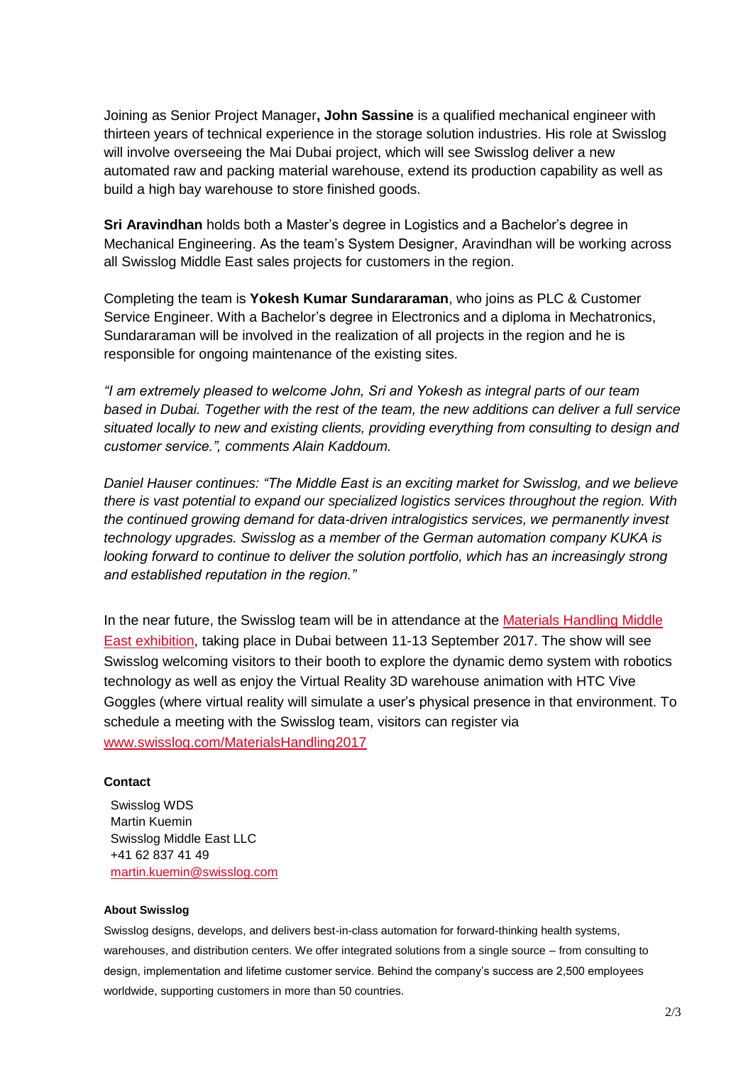Joining as Senior Project Manager**, John Sassine** is a qualified mechanical engineer with thirteen years of technical experience in the storage solution industries. His role at Swisslog will involve overseeing the Mai Dubai project, which will see Swisslog deliver a new automated raw and packing material warehouse, extend its production capability as well as build a high bay warehouse to store finished goods.

**Sri Aravindhan** holds both a Master's degree in Logistics and a Bachelor's degree in Mechanical Engineering. As the team's System Designer, Aravindhan will be working across all Swisslog Middle East sales projects for customers in the region.

Completing the team is **Yokesh Kumar Sundararaman**, who joins as PLC & Customer Service Engineer. With a Bachelor's degree in Electronics and a diploma in Mechatronics, Sundararaman will be involved in the realization of all projects in the region and he is responsible for ongoing maintenance of the existing sites.

*"I am extremely pleased to welcome John, Sri and Yokesh as integral parts of our team based in Dubai. Together with the rest of the team, the new additions can deliver a full service situated locally to new and existing clients, providing everything from consulting to design and customer service.", comments Alain Kaddoum.*

*Daniel Hauser continues: "The Middle East is an exciting market for Swisslog, and we believe there is vast potential to expand our specialized logistics services throughout the region. With the continued growing demand for data-driven intralogistics services, we permanently invest technology upgrades. Swisslog as a member of the German automation company KUKA is looking forward to continue to deliver the solution portfolio, which has an increasingly strong and established reputation in the region."*

In the near future, the Swisslog team will be in attendance at the [Materials Handling Middle East exhibition](), taking place in Dubai between 11-13 September 2017. The show will see Swisslog welcoming visitors to their booth to explore the dynamic demo system with robotics technology as well as enjoy the Virtual Reality 3D warehouse animation with HTC Vive Goggles (where virtual reality will simulate a user's physical presence in that environment. To schedule a meeting with the Swisslog team, visitors can register via [www.swisslog.com/MaterialsHandling2017]()

**Contact**

Swisslog WDS
Martin Kuemin
Swisslog Middle East LLC
+41 62 837 41 49
[martin.kuemin@swisslog.com]()

**About Swisslog**

Swisslog designs, develops, and delivers best-in-class automation for forward-thinking health systems, warehouses, and distribution centers. We offer integrated solutions from a single source – from consulting to design, implementation and lifetime customer service. Behind the company's success are 2,500 employees worldwide, supporting customers in more than 50 countries.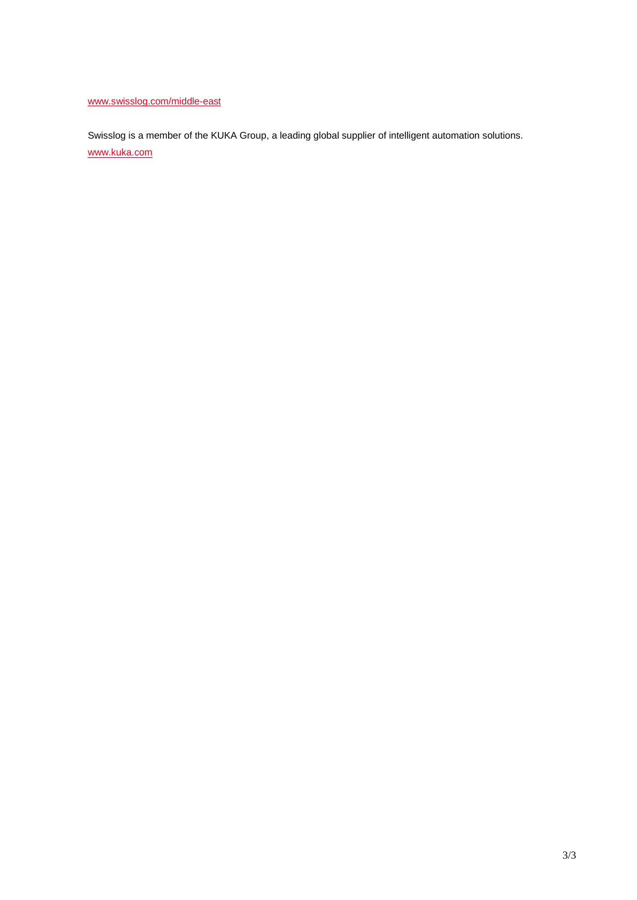www.swisslog.com/middle-east

Swisslog is a member of the KUKA Group, a leading global supplier of intelligent automation solutions.
www.kuka.com